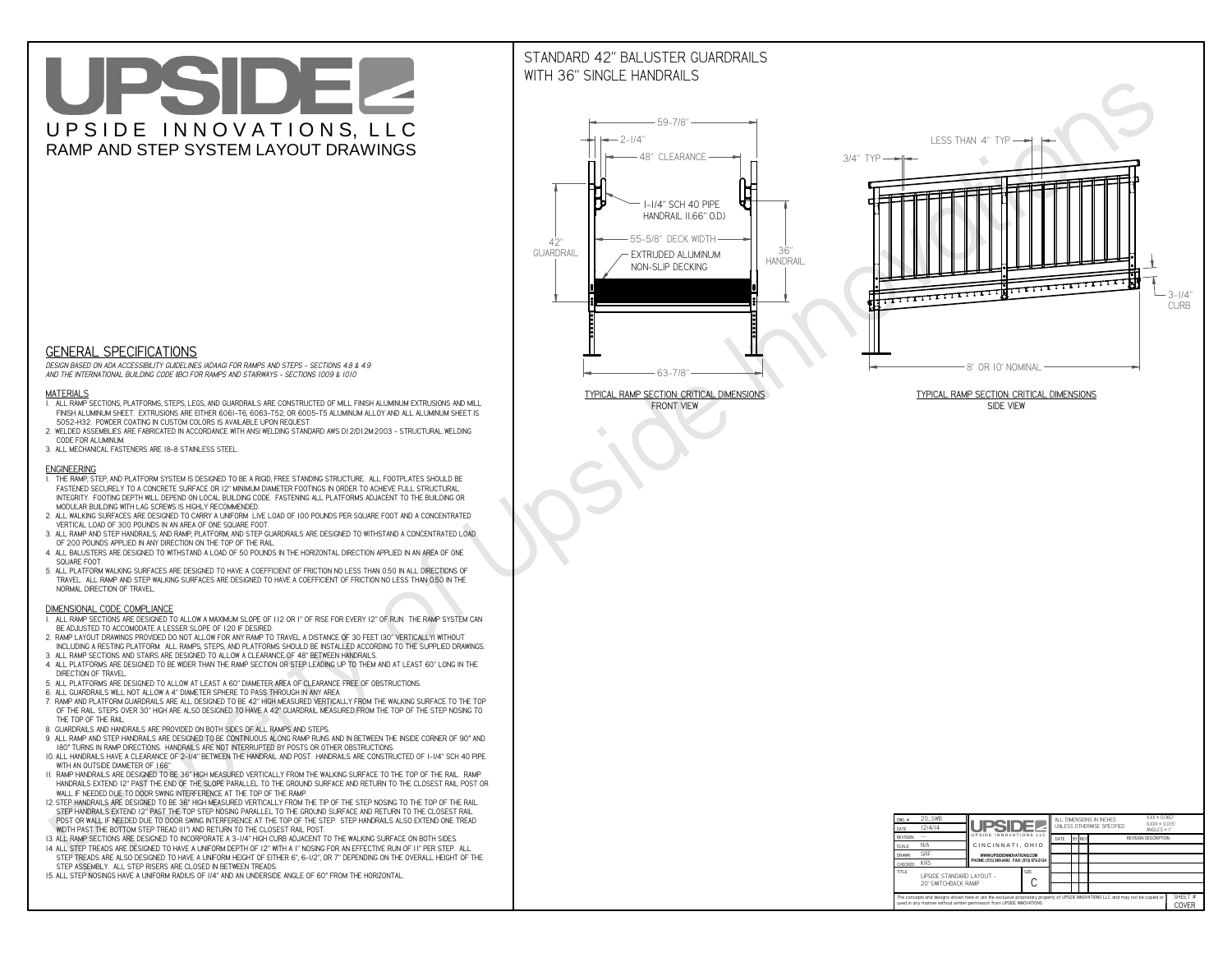# UPSIDE

UPSIDE INNOVATIONS, LLC

RAMP AND STEP SYSTEM LAYOUT DRAWINGS

## GENERAL SPECIFICATIONS

*DESIGN BASED ON ADA ACCESSIBILITY GUIDELINES (ADAAG) FOR RAMPS AND STEPS - SECTIONS 4.8 & 4.9 AND THE INTERNATIONAL BUILDING CODE (IBC) FOR RAMPS AND STAIRWAYS - SECTIONS 1009 & 1010*

### MATERIALS

1. ALL RAMP SECTIONS, PLATFORMS, STEPS, LEGS, AND GUARDRAILS ARE CONSTRUCTED OF MILL FINISH ALUMINUM EXTRUSIONS AND MILL FINISH ALUMINUM SHEET. EXTRUSIONS ARE EITHER 6061-T6, 6063-T52, OR 6005-T5 ALUMINUM ALLOY AND ALL ALUMINUM SHEET IS 5052-H32. POWDER COATING IN CUSTOM COLORS IS AVAILABLE UPON REQUEST.
2. WELDED ASSEMBLIES ARE FABRICATED IN ACCORDANCE WITH ANSI WELDING STANDARD AWS D1.2/D1.2M:2003 - STRUCTURAL WELDING CODE FOR ALUMINUM.
3. ALL MECHANICAL FASTENERS ARE 18-8 STAINLESS STEEL.

### ENGINEERING

1. THE RAMP, STEP, AND PLATFORM SYSTEM IS DESIGNED TO BE A RIGID, FREE STANDING STRUCTURE. ALL FOOTPLATES SHOULD BE FASTENED SECURELY TO A CONCRETE SURFACE OR 12" MINIMUM DIAMETER FOOTINGS IN ORDER TO ACHIEVE FULL STRUCTURAL INTEGRITY. FOOTING DEPTH WILL DEPEND ON LOCAL BUILDING CODE. FASTENING ALL PLATFORMS ADJACENT TO THE BUILDING OR MODULAR BUILDING WITH LAG SCREWS IS HIGHLY RECOMMENDED.
2. ALL WALKING SURFACES ARE DESIGNED TO CARRY A UNIFORM LIVE LOAD OF 100 POUNDS PER SQUARE FOOT AND A CONCENTRATED VERTICAL LOAD OF 300 POUNDS IN AN AREA OF ONE SQUARE FOOT.
3. ALL RAMP AND STEP HANDRAILS, AND RAMP, PLATFORM, AND STEP GUARDRAILS ARE DESIGNED TO WITHSTAND A CONCENTRATED LOAD OF 200 POUNDS APPLIED IN ANY DIRECTION ON THE TOP OF THE RAIL.
4. ALL BALUSTERS ARE DESIGNED TO WITHSTAND A LOAD OF 50 POUNDS IN THE HORIZONTAL DIRECTION APPLIED IN AN AREA OF ONE SQUARE FOOT.
5. ALL PLATFORM WALKING SURFACES ARE DESIGNED TO HAVE A COEFFICIENT OF FRICTION NO LESS THAN 0.50 IN ALL DIRECTIONS OF TRAVEL. ALL RAMP AND STEP WALKING SURFACES ARE DESIGNED TO HAVE A COEFFICIENT OF FRICTION NO LESS THAN 0.50 IN THE NORMAL DIRECTION OF TRAVEL.

### DIMENSIONAL CODE COMPLIANCE

1. ALL RAMP SECTIONS ARE DESIGNED TO ALLOW A MAXIMUM SLOPE OF 1:12 OR 1" OF RISE FOR EVERY 12" OF RUN. THE RAMP SYSTEM CAN BE ADJUSTED TO ACCOMODATE A LESSER SLOPE OF 1:20 IF DESIRED.
2. RAMP LAYOUT DRAWINGS PROVIDED DO NOT ALLOW FOR ANY RAMP TO TRAVEL A DISTANCE OF 30 FEET (30" VERTICALLY) WITHOUT INCLUDING A RESTING PLATFORM. ALL RAMPS, STEPS, AND PLATFORMS SHOULD BE INSTALLED ACCORDING TO THE SUPPLIED DRAWINGS.
3. ALL RAMP SECTIONS AND STAIRS ARE DESIGNED TO ALLOW A CLEARANCE OF 48" BETWEEN HANDRAILS.
4. ALL PLATFORMS ARE DESIGNED TO BE WIDER THAN THE RAMP SECTION OR STEP LEADING UP TO THEM AND AT LEAST 60" LONG IN THE DIRECTION OF TRAVEL.
5. ALL PLATFORMS ARE DESIGNED TO ALLOW AT LEAST A 60" DIAMETER AREA OF CLEARANCE FREE OF OBSTRUCTIONS.
6. ALL GUARDRAILS WILL NOT ALLOW A 4" DIAMETER SPHERE TO PASS THROUGH IN ANY AREA.
7. RAMP AND PLATFORM GUARDRAILS ARE ALL DESIGNED TO BE 42" HIGH MEASURED VERTICALLY FROM THE WALKING SURFACE TO THE TOP OF THE RAIL. STEPS OVER 30" HIGH ARE ALSO DESIGNED TO HAVE A 42" GUARDRAIL MEASURED FROM THE TOP OF THE STEP NOSING TO THE TOP OF THE RAIL.
8. GUARDRAILS AND HANDRAILS ARE PROVIDED ON BOTH SIDES OF ALL RAMPS AND STEPS.
9. ALL RAMP AND STEP HANDRAILS ARE DESIGNED TO BE CONTINUOUS ALONG RAMP RUNS AND IN BETWEEN THE INSIDE CORNER OF 90° AND 180° TURNS IN RAMP DIRECTIONS. HANDRAILS ARE NOT INTERRUPTED BY POSTS OR OTHER OBSTRUCTIONS.
10. ALL HANDRAILS HAVE A CLEARANCE OF 2-1/4" BETWEEN THE HANDRAIL AND POST. HANDRAILS ARE CONSTRUCTED OF 1-1/4" SCH 40 PIPE WITH AN OUTSIDE DIAMETER OF 1.66"
11. RAMP HANDRAILS ARE DESIGNED TO BE 36" HIGH MEASURED VERTICALLY FROM THE WALKING SURFACE TO THE TOP OF THE RAIL. RAMP HANDRAILS EXTEND 12" PAST THE END OF THE SLOPE PARALLEL TO THE GROUND SURFACE AND RETURN TO THE CLOSEST RAIL POST OR WALL IF NEEDED DUE TO DOOR SWING INTERFERENCE AT THE TOP OF THE RAMP.
12. STEP HANDRAILS ARE DESIGNED TO BE 36" HIGH MEASURED VERTICALLY FROM THE TIP OF THE STEP NOSING TO THE TOP OF THE RAIL. STEP HANDRAILS EXTEND 12" PAST THE TOP STEP NOSING PARALLEL TO THE GROUND SURFACE AND RETURN TO THE CLOSEST RAIL POST OR WALL IF NEEDED DUE TO DOOR SWING INTERFERENCE AT THE TOP OF THE STEP. STEP HANDRAILS ALSO EXTEND ONE TREAD WIDTH PAST THE BOTTOM STEP TREAD (11") AND RETURN TO THE CLOSEST RAIL POST.
13. ALL RAMP SECTIONS ARE DESIGNED TO INCORPORATE A 3-1/4" HIGH CURB ADJACENT TO THE WALKING SURFACE ON BOTH SIDES.
14. ALL STEP TREADS ARE DESIGNED TO HAVE A UNIFORM DEPTH OF 12" WITH A 1" NOSING FOR AN EFFECTIVE RUN OF 11" PER STEP. ALL STEP TREADS ARE ALSO DESIGNED TO HAVE A UNIFORM HEIGHT OF EITHER 6", 6-1/2", OR 7" DEPENDING ON THE OVERALL HEIGHT OF THE STEP ASSEMBLY. ALL STEP RISERS ARE CLOSED IN BETWEEN TREADS.
15. ALL STEP NOSINGS HAVE A UNIFORM RADIUS OF 1/4" AND AN UNDERSIDE ANGLE OF 60° FROM THE HORIZONTAL.

## STANDARD 42" BALUSTER GUARDRAILS WITH 36" SINGLE HANDRAILS

59-7/8" | 2-1/4" | 48" CLEARANCE | 1-1/4" SCH 40 PIPE HANDRAIL (1.66" O.D.) | 55-5/8" DECK WIDTH | EXTRUDED ALUMINUM NON-SLIP DECKING | 42" GUARDRAIL | 36" HANDRAIL | 63-7/8"

TYPICAL RAMP SECTION: CRITICAL DIMENSIONS
FRONT VIEW

LESS THAN 4" TYP | 3/4" TYP | 3-1/4" CURB | 8' OR 10' NOMINAL

TYPICAL RAMP SECTION: CRITICAL DIMENSIONS
SIDE VIEW

| | | | |
|---|---|---|---|
| DWG # | 20_SWB | ALL DIMENSIONS IN INCHES UNLESS OTHERWISE SPECIFIED | XXX ± 0.060" XXXX ± 0.015" ANGLES ± 1° |
| DATE | 12/4/14 | | |
| REVISION | --- | | |
| SCALE | N/A | CINCINNATI, OHIO | |
| DRAWN | SRF | WWW.UPSIDEINNOVATIONS.COM PHONE: (513) 889-2492 FAX: (513) 672-2124 | |
| CHECKED | KRS | | |
| TITLE | UPSIDE STANDARD LAYOUT - 20' SWITCHBACK RAMP | SIZE C | |

| DATE | BY | REV | REVISION DESCRIPTION |
|---|---|---|---|

The concepts and designs shown here-in are the exclusive proprietary property of UPSIDE INNOVATIONS LLC and may not be copied or used in any manner without written permission from UPSIDE INNOVATIONS.

SHEET # COVER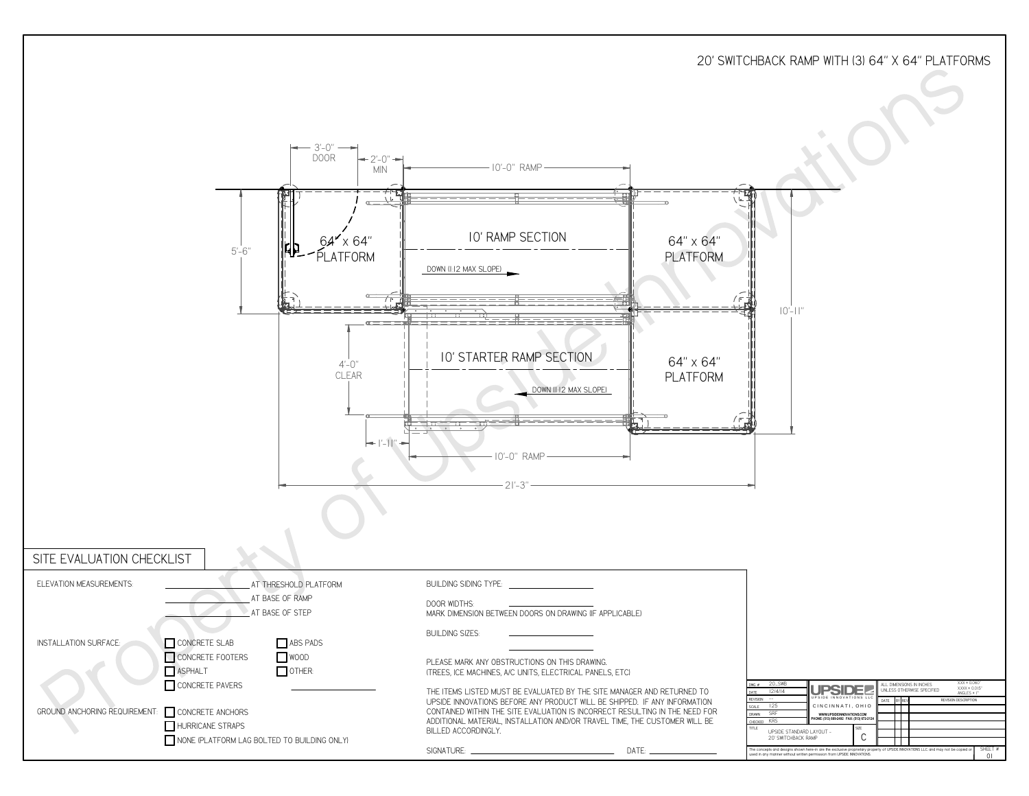# 20' SWITCHBACK RAMP WITH (3) 64" X 64" PLATFORMS

3'-0"
DOOR

2'-0"
MIN

10'-0" RAMP

5'-6"

64" x 64"
PLATFORM

10' RAMP SECTION

DOWN (1:12 MAX SLOPE)

64" x 64"
PLATFORM

10'-11"

4'-0"
CLEAR

10' STARTER RAMP SECTION

DOWN (1:12 MAX SLOPE)

64" x 64"
PLATFORM

1'-11"

10'-0" RAMP

21'-3"

Property of Upside Innovations

## SITE EVALUATION CHECKLIST

ELEVATION MEASUREMENTS: ______________ AT THRESHOLD PLATFORM
______________ AT BASE OF RAMP
______________ AT BASE OF STEP

INSTALLATION SURFACE:
- ☐ CONCRETE SLAB
- ☐ CONCRETE FOOTERS
- ☐ ASPHALT
- ☐ CONCRETE PAVERS
- ☐ ABS PADS
- ☐ WOOD
- ☐ OTHER ______________

GROUND ANCHORING REQUIREMENT:
- ☐ CONCRETE ANCHORS
- ☐ HURRICANE STRAPS
- ☐ NONE (PLATFORM LAG BOLTED TO BUILDING ONLY)

BUILDING SIDING TYPE: ______________

DOOR WIDTHS: ______________
MARK DIMENSION BETWEEN DOORS ON DRAWING (IF APPLICABLE)

BUILDING SIZES: ______________
______________

PLEASE MARK ANY OBSTRUCTIONS ON THIS DRAWING.
(TREES, ICE MACHINES, A/C UNITS, ELECTRICAL PANELS, ETC)

THE ITEMS LISTED MUST BE EVALUATED BY THE SITE MANAGER AND RETURNED TO UPSIDE INNOVATIONS BEFORE ANY PRODUCT WILL BE SHIPPED. IF ANY INFORMATION CONTAINED WITHIN THE SITE EVALUATION IS INCORRECT RESULTING IN THE NEED FOR ADDITIONAL MATERIAL, INSTALLATION AND/OR TRAVEL TIME, THE CUSTOMER WILL BE BILLED ACCORDINGLY.

SIGNATURE: ______________ DATE: ______________

| | |
|---|---|
| DWG # | 20_SWB |
| DATE | 12/4/14 |
| REVISION | --- |
| SCALE | 1:25 |
| DRAWN | SRF |
| CHECKED | KRS |
| TITLE | UPSIDE STANDARD LAYOUT - 20' SWITCHBACK RAMP |
| SIZE | C |

UPSIDE INNOVATIONS LLC
CINCINNATI, OHIO
WWW.UPSIDEINNOVATIONS.COM
PHONE: (513) 889-2492 FAX: (513) 672-2124

ALL DIMENSIONS IN INCHES
UNLESS OTHERWISE SPECIFIED
XXX ± 0.060"
XXXX ± 0.015"
ANGLES ± 1°

| DATE | BY | REV | REVISION DESCRIPTION |
|---|---|---|---|

The concepts and designs shown here-in are the exclusive proprietary property of UPSIDE INNOVATIONS LLC and may not be copied or used in any manner without written permission from UPSIDE INNOVATIONS.

SHEET # 01